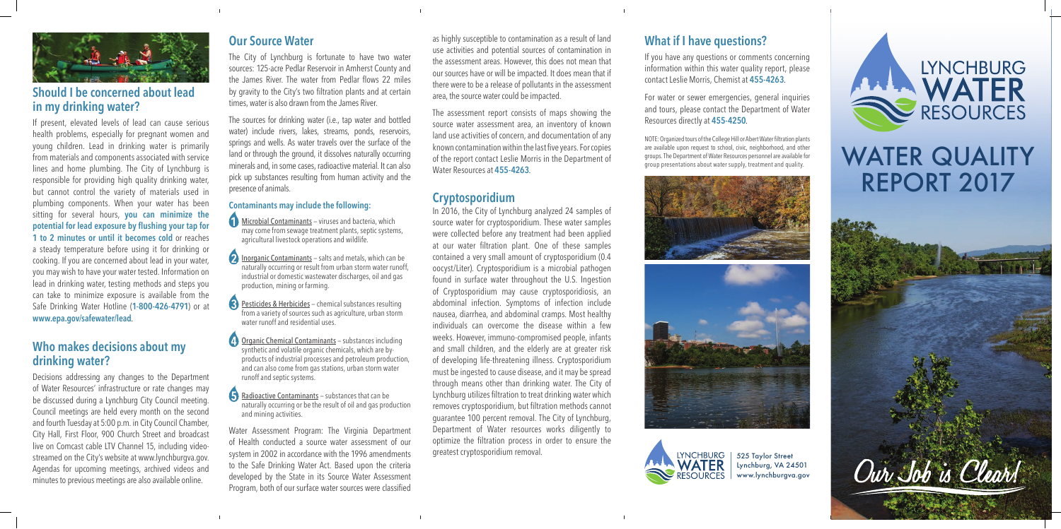## Should I be concerned about lead in my drinking water?

If present, elevated levels of lead can cause serious health problems, especially for pregnant women and young children. Lead in drinking water is primarily from materials and components associated with service lines and home plumbing. The City of Lynchburg is responsible for providing high quality drinking water, but cannot control the variety of materials used in plumbing components. When your water has been sitting for several hours, **you can minimize the potential for lead exposure by flushing your tap for 1 to 2 minutes or until it becomes cold** or reaches a steady temperature before using it for drinking or cooking. If you are concerned about lead in your water, you may wish to have your water tested. Information on lead in drinking water, testing methods and steps you can take to minimize exposure is available from the Safe Drinking Water Hotline (**1-800-426-4791**) or at **www.epa.gov/safewater/lead**.

## Who makes decisions about my drinking water?

Decisions addressing any changes to the Department of Water Resources' infrastructure or rate changes may be discussed during a Lynchburg City Council meeting. Council meetings are held every month on the second and fourth Tuesday at 5:00 p.m. in City Council Chamber, City Hall, First Floor, 900 Church Street and broadcast live on Comcast cable LTV Channel 15, including video-streamed on the City's website at www.lynchburgva.gov. Agendas for upcoming meetings, archived videos and minutes to previous meetings are also available online.

## Our Source Water

The City of Lynchburg is fortunate to have two water sources: 125-acre Pedlar Reservoir in Amherst County and the James River. The water from Pedlar flows 22 miles by gravity to the City's two filtration plants and at certain times, water is also drawn from the James River.

The sources for drinking water (i.e., tap water and bottled water) include rivers, lakes, streams, ponds, reservoirs, springs and wells. As water travels over the surface of the land or through the ground, it dissolves naturally occurring minerals and, in some cases, radioactive material. It can also pick up substances resulting from human activity and the presence of animals.

### Contaminants may include the following:

1. Microbial Contaminants – viruses and bacteria, which may come from sewage treatment plants, septic systems, agricultural livestock operations and wildlife.
2. Inorganic Contaminants – salts and metals, which can be naturally occurring or result from urban storm water runoff, industrial or domestic wastewater discharges, oil and gas production, mining or farming.
3. Pesticides & Herbicides – chemical substances resulting from a variety of sources such as agriculture, urban storm water runoff and residential uses.
4. Organic Chemical Contaminants – substances including synthetic and volatile organic chemicals, which are by-products of industrial processes and petroleum production, and can also come from gas stations, urban storm water runoff and septic systems.
5. Radioactive Contaminants – substances that can be naturally occurring or be the result of oil and gas production and mining activities.

Water Assessment Program: The Virginia Department of Health conducted a source water assessment of our system in 2002 in accordance with the 1996 amendments to the Safe Drinking Water Act. Based upon the criteria developed by the State in its Source Water Assessment Program, both of our surface water sources were classified as highly susceptible to contamination as a result of land use activities and potential sources of contamination in the assessment areas. However, this does not mean that our sources have or will be impacted. It does mean that if there were to be a release of pollutants in the assessment area, the source water could be impacted.

The assessment report consists of maps showing the source water assessment area, an inventory of known land use activities of concern, and documentation of any known contamination within the last five years. For copies of the report contact Leslie Morris in the Department of Water Resources at **455-4263**.

## Cryptosporidium

In 2016, the City of Lynchburg analyzed 24 samples of source water for cryptosporidium. These water samples were collected before any treatment had been applied at our water filtration plant. One of these samples contained a very small amount of cryptosporidium (0.4 oocyst/Liter). Cryptosporidium is a microbial pathogen found in surface water throughout the U.S. Ingestion of Cryptosporidium may cause cryptosporidiosis, an abdominal infection. Symptoms of infection include nausea, diarrhea, and abdominal cramps. Most healthy individuals can overcome the disease within a few weeks. However, immuno-compromised people, infants and small children, and the elderly are at greater risk of developing life-threatening illness. Cryptosporidium must be ingested to cause disease, and it may be spread through means other than drinking water. The City of Lynchburg utilizes filtration to treat drinking water which removes cryptosporidium, but filtration methods cannot guarantee 100 percent removal. The City of Lynchburg, Department of Water resources works diligently to optimize the filtration process in order to ensure the greatest cryptosporidium removal.

## What if I have questions?

If you have any questions or comments concerning information within this water quality report, please contact Leslie Morris, Chemist at **455-4263**.

For water or sewer emergencies, general inquiries and tours, please contact the Department of Water Resources directly at **455-4250**.

NOTE: Organized tours of the College Hill or Albert Water filtration plants are available upon request to school, civic, neighborhood, and other groups. The Department of Water Resources personnel are available for group presentations about water supply, treatment and quality.

LYNCHBURG WATER RESOURCES

525 Taylor Street
Lynchburg, VA 24501
www.lynchburgva.gov

# LYNCHBURG WATER RESOURCES

# WATER QUALITY REPORT 2017

*Our Job is Clear!*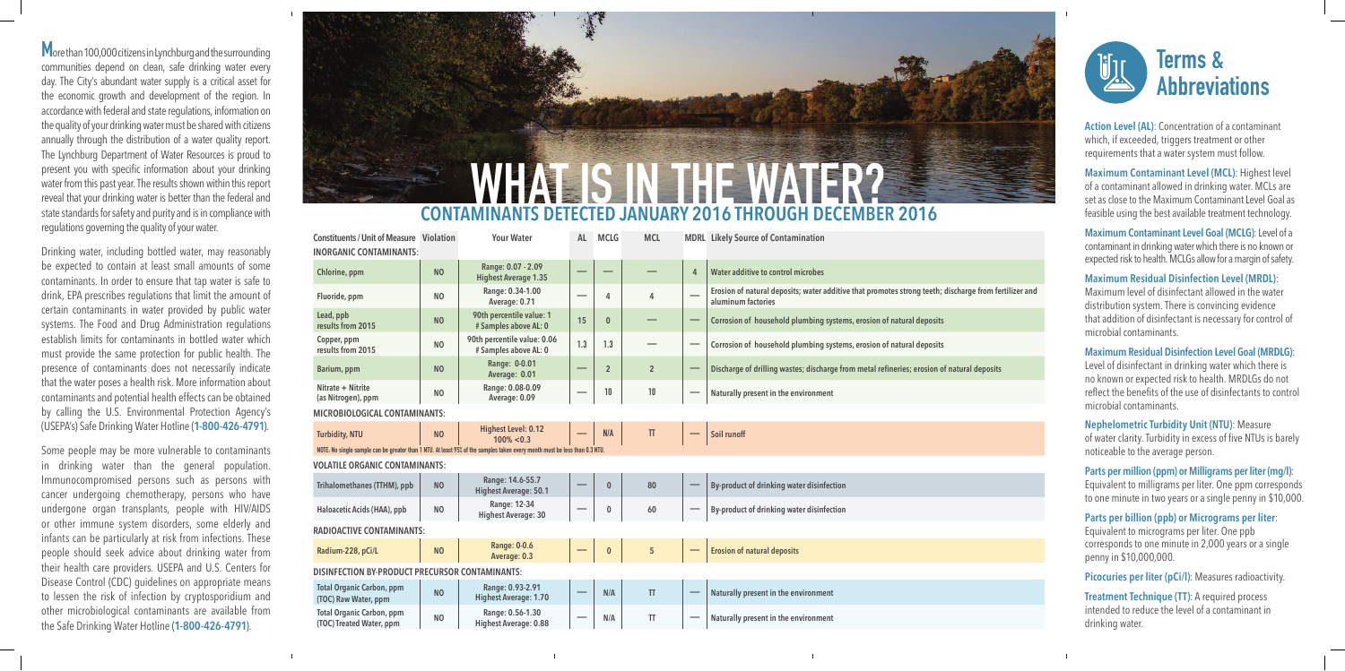More than 100,000 citizens in Lynchburg and the surrounding communities depend on clean, safe drinking water every day. The City's abundant water supply is a critical asset for the economic growth and development of the region. In accordance with federal and state regulations, information on the quality of your drinking water must be shared with citizens annually through the distribution of a water quality report. The Lynchburg Department of Water Resources is proud to present you with specific information about your drinking water from this past year. The results shown within this report reveal that your drinking water is better than the federal and state standards for safety and purity and is in compliance with regulations governing the quality of your water.

Drinking water, including bottled water, may reasonably be expected to contain at least small amounts of some contaminants. In order to ensure that tap water is safe to drink, EPA prescribes regulations that limit the amount of certain contaminants in water provided by public water systems. The Food and Drug Administration regulations establish limits for contaminants in bottled water which must provide the same protection for public health. The presence of contaminants does not necessarily indicate that the water poses a health risk. More information about contaminants and potential health effects can be obtained by calling the U.S. Environmental Protection Agency's (USEPA's) Safe Drinking Water Hotline (1-800-426-4791).

Some people may be more vulnerable to contaminants in drinking water than the general population. Immunocompromised persons such as persons with cancer undergoing chemotherapy, persons who have undergone organ transplants, people with HIV/AIDS or other immune system disorders, some elderly and infants can be particularly at risk from infections. These people should seek advice about drinking water from their health care providers. USEPA and U.S. Centers for Disease Control (CDC) guidelines on appropriate means to lessen the risk of infection by cryptosporidium and other microbiological contaminants are available from the Safe Drinking Water Hotline (1-800-426-4791).

# WHAT IS IN THE WATER?

## CONTAMINANTS DETECTED JANUARY 2016 THROUGH DECEMBER 2016

| Constituents / Unit of Measure | Violation | Your Water | AL | MCLG | MCL | MDRL | Likely Source of Contamination |
|---|---|---|---|---|---|---|---|
| **INORGANIC CONTAMINANTS:** | | | | | | | |
| Chlorine, ppm | NO | Range: 0.07 - 2.09<br>Highest Average 1.35 | — | — | — | 4 | Water additive to control microbes |
| Fluoride, ppm | NO | Range: 0.34-1.00<br>Average: 0.71 | — | 4 | 4 | — | Erosion of natural deposits; water additive that promotes strong teeth; discharge from fertilizer and aluminum factories |
| Lead, ppb<br>results from 2015 | NO | 90th percentile value: 1<br># Samples above AL: 0 | 15 | 0 | — | — | Corrosion of household plumbing systems, erosion of natural deposits |
| Copper, ppm<br>results from 2015 | NO | 90th percentile value: 0.06<br># Samples above AL: 0 | 1.3 | 1.3 | — | — | Corrosion of household plumbing systems, erosion of natural deposits |
| Barium, ppm | NO | Range: 0-0.01<br>Average: 0.01 | — | 2 | 2 | — | Discharge of drilling wastes; discharge from metal refineries; erosion of natural deposits |
| Nitrate + Nitrite (as Nitrogen), ppm | NO | Range: 0.08-0.09<br>Average: 0.09 | — | 10 | 10 | — | Naturally present in the environment |
| **MICROBIOLOGICAL CONTAMINANTS:** | | | | | | | |
| Turbidity, NTU | NO | Highest Level: 0.12<br>100% <0.3 | — | N/A | TT | — | Soil runoff |
| NOTE: No single sample can be greater than 1 NTU. At least 95% of the samples taken every month must be less than 0.3 NTU. | | | | | | | |
| **VOLATILE ORGANIC CONTAMINANTS:** | | | | | | | |
| Trihalomethanes (TTHM), ppb | NO | Range: 14.6-55.7<br>Highest Average: 50.1 | — | 0 | 80 | — | By-product of drinking water disinfection |
| Haloacetic Acids (HAA), ppb | NO | Range: 12-34<br>Highest Average: 30 | — | 0 | 60 | — | By-product of drinking water disinfection |
| **RADIOACTIVE CONTAMINANTS:** | | | | | | | |
| Radium-228, pCi/L | NO | Range: 0-0.6<br>Average: 0.3 | — | 0 | 5 | — | Erosion of natural deposits |
| **DISINFECTION BY-PRODUCT PRECURSOR CONTAMINANTS:** | | | | | | | |
| Total Organic Carbon, ppm (TOC) Raw Water, ppm | NO | Range: 0.93-2.91<br>Highest Average: 1.70 | — | N/A | TT | — | Naturally present in the environment |
| Total Organic Carbon, ppm (TOC) Treated Water, ppm | NO | Range: 0.56-1.30<br>Highest Average: 0.88 | — | N/A | TT | — | Naturally present in the environment |

## Terms & Abbreviations

**Action Level (AL)**: Concentration of a contaminant which, if exceeded, triggers treatment or other requirements that a water system must follow.

**Maximum Contaminant Level (MCL)**: Highest level of a contaminant allowed in drinking water. MCLs are set as close to the Maximum Contaminant Level Goal as feasible using the best available treatment technology.

**Maximum Contaminant Level Goal (MCLG)**: Level of a contaminant in drinking water which there is no known or expected risk to health. MCLGs allow for a margin of safety.

**Maximum Residual Disinfection Level (MRDL)**: Maximum level of disinfectant allowed in the water distribution system. There is convincing evidence that addition of disinfectant is necessary for control of microbial contaminants.

**Maximum Residual Disinfection Level Goal (MRDLG)**: Level of disinfectant in drinking water which there is no known or expected risk to health. MRDLGs do not reflect the benefits of the use of disinfectants to control microbial contaminants.

**Nephelometric Turbidity Unit (NTU)**: Measure of water clarity. Turbidity in excess of five NTUs is barely noticeable to the average person.

**Parts per million (ppm) or Milligrams per liter (mg/l)**: Equivalent to milligrams per liter. One ppm corresponds to one minute in two years or a single penny in $10,000.

**Parts per billion (ppb) or Micrograms per liter**: Equivalent to micrograms per liter. One ppb corresponds to one minute in 2,000 years or a single penny in $10,000,000.

**Picocuries per liter (pCi/l)**: Measures radioactivity.

**Treatment Technique (TT)**: A required process intended to reduce the level of a contaminant in drinking water.